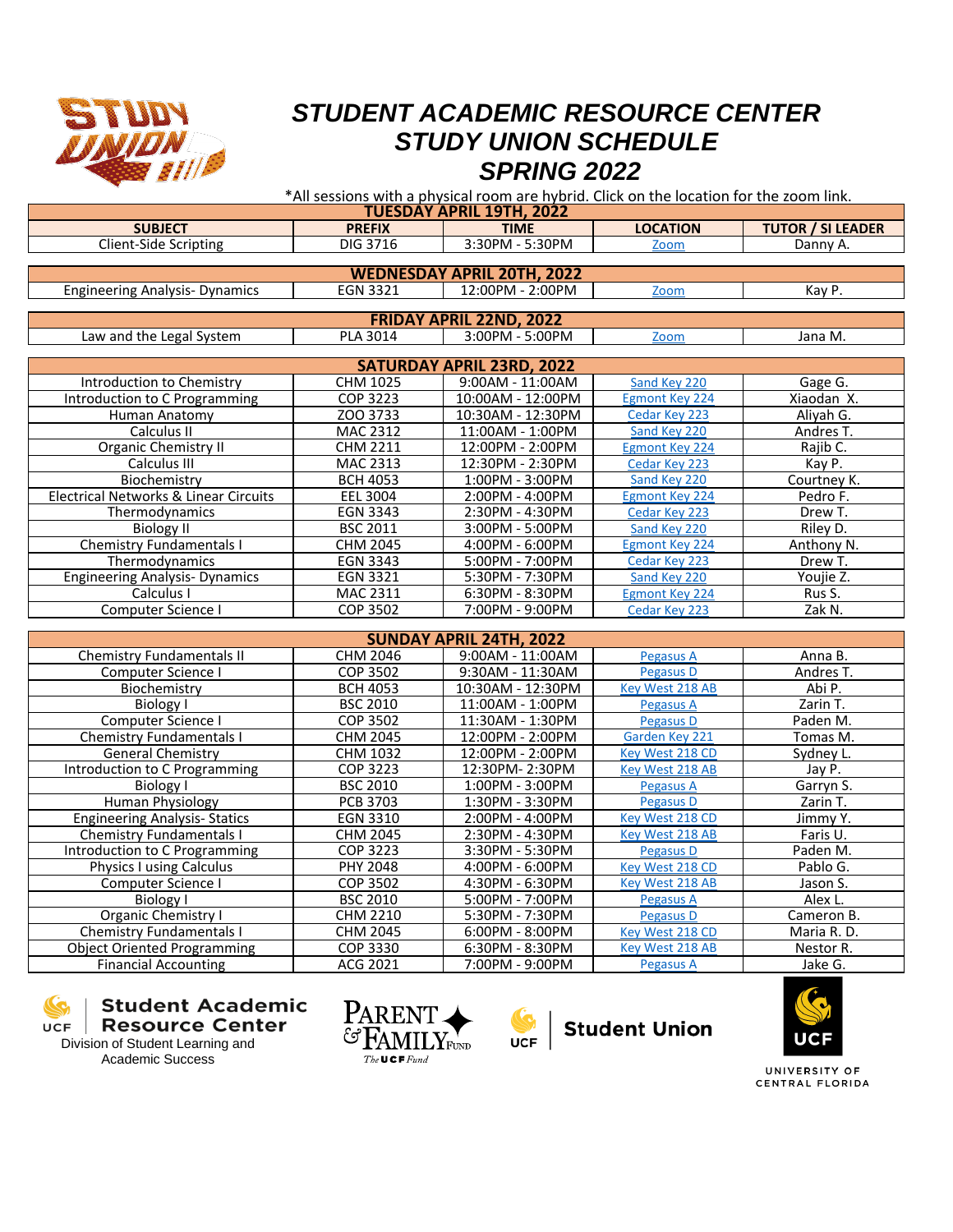# STUDENT ACADEMIC RESOURCE CENTER
# STUDY UNION SCHEDULE
# SPRING 2022

*All sessions with a physical room are hybrid. Click on the location for the zoom link.

## TUESDAY APRIL 19TH, 2022

| SUBJECT | PREFIX | TIME | LOCATION | TUTOR / SI LEADER |
|---|---|---|---|---|
| Client-Side Scripting | DIG 3716 | 3:30PM - 5:30PM | Zoom | Danny A. |

## WEDNESDAY APRIL 20TH, 2022

| SUBJECT | PREFIX | TIME | LOCATION | TUTOR / SI LEADER |
|---|---|---|---|---|
| Engineering Analysis- Dynamics | EGN 3321 | 12:00PM - 2:00PM | Zoom | Kay P. |

## FRIDAY APRIL 22ND, 2022

| SUBJECT | PREFIX | TIME | LOCATION | TUTOR / SI LEADER |
|---|---|---|---|---|
| Law and the Legal System | PLA 3014 | 3:00PM - 5:00PM | Zoom | Jana M. |

## SATURDAY APRIL 23RD, 2022

| SUBJECT | PREFIX | TIME | LOCATION | TUTOR / SI LEADER |
|---|---|---|---|---|
| Introduction to Chemistry | CHM 1025 | 9:00AM - 11:00AM | Sand Key 220 | Gage G. |
| Introduction to C Programming | COP 3223 | 10:00AM - 12:00PM | Egmont Key 224 | Xiaodan X. |
| Human Anatomy | ZOO 3733 | 10:30AM - 12:30PM | Cedar Key 223 | Aliyah G. |
| Calculus II | MAC 2312 | 11:00AM - 1:00PM | Sand Key 220 | Andres T. |
| Organic Chemistry II | CHM 2211 | 12:00PM - 2:00PM | Egmont Key 224 | Rajib C. |
| Calculus III | MAC 2313 | 12:30PM - 2:30PM | Cedar Key 223 | Kay P. |
| Biochemistry | BCH 4053 | 1:00PM - 3:00PM | Sand Key 220 | Courtney K. |
| Electrical Networks & Linear Circuits | EEL 3004 | 2:00PM - 4:00PM | Egmont Key 224 | Pedro F. |
| Thermodynamics | EGN 3343 | 2:30PM - 4:30PM | Cedar Key 223 | Drew T. |
| Biology II | BSC 2011 | 3:00PM - 5:00PM | Sand Key 220 | Riley D. |
| Chemistry Fundamentals I | CHM 2045 | 4:00PM - 6:00PM | Egmont Key 224 | Anthony N. |
| Thermodynamics | EGN 3343 | 5:00PM - 7:00PM | Cedar Key 223 | Drew T. |
| Engineering Analysis- Dynamics | EGN 3321 | 5:30PM - 7:30PM | Sand Key 220 | Youjie Z. |
| Calculus I | MAC 2311 | 6:30PM - 8:30PM | Egmont Key 224 | Rus S. |
| Computer Science I | COP 3502 | 7:00PM - 9:00PM | Cedar Key 223 | Zak N. |

## SUNDAY APRIL 24TH, 2022

| SUBJECT | PREFIX | TIME | LOCATION | TUTOR / SI LEADER |
|---|---|---|---|---|
| Chemistry Fundamentals II | CHM 2046 | 9:00AM - 11:00AM | Pegasus A | Anna B. |
| Computer Science I | COP 3502 | 9:30AM - 11:30AM | Pegasus D | Andres T. |
| Biochemistry | BCH 4053 | 10:30AM - 12:30PM | Key West 218 AB | Abi P. |
| Biology I | BSC 2010 | 11:00AM - 1:00PM | Pegasus A | Zarin T. |
| Computer Science I | COP 3502 | 11:30AM - 1:30PM | Pegasus D | Paden M. |
| Chemistry Fundamentals I | CHM 2045 | 12:00PM - 2:00PM | Garden Key 221 | Tomas M. |
| General Chemistry | CHM 1032 | 12:00PM - 2:00PM | Key West 218 CD | Sydney L. |
| Introduction to C Programming | COP 3223 | 12:30PM- 2:30PM | Key West 218 AB | Jay P. |
| Biology I | BSC 2010 | 1:00PM - 3:00PM | Pegasus A | Garryn S. |
| Human Physiology | PCB 3703 | 1:30PM - 3:30PM | Pegasus D | Zarin T. |
| Engineering Analysis- Statics | EGN 3310 | 2:00PM - 4:00PM | Key West 218 CD | Jimmy Y. |
| Chemistry Fundamentals I | CHM 2045 | 2:30PM - 4:30PM | Key West 218 AB | Faris U. |
| Introduction to C Programming | COP 3223 | 3:30PM - 5:30PM | Pegasus D | Paden M. |
| Physics I using Calculus | PHY 2048 | 4:00PM - 6:00PM | Key West 218 CD | Pablo G. |
| Computer Science I | COP 3502 | 4:30PM - 6:30PM | Key West 218 AB | Jason S. |
| Biology I | BSC 2010 | 5:00PM - 7:00PM | Pegasus A | Alex L. |
| Organic Chemistry I | CHM 2210 | 5:30PM - 7:30PM | Pegasus D | Cameron B. |
| Chemistry Fundamentals I | CHM 2045 | 6:00PM - 8:00PM | Key West 218 CD | Maria R. D. |
| Object Oriented Programming | COP 3330 | 6:30PM - 8:30PM | Key West 218 AB | Nestor R. |
| Financial Accounting | ACG 2021 | 7:00PM - 9:00PM | Pegasus A | Jake G. |

UCF Student Academic Resource Center
Division of Student Learning and Academic Success

Parent & Family Fund — The UCF Fund

UCF Student Union

UCF — University of Central Florida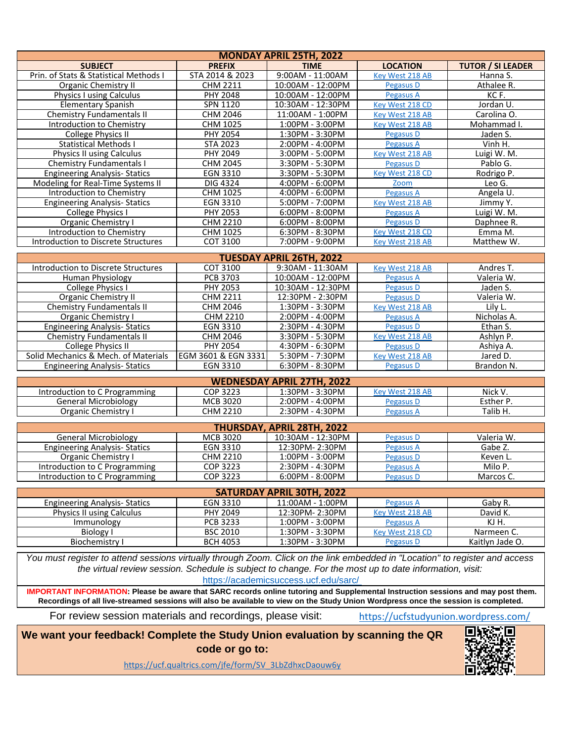## MONDAY APRIL 25TH, 2022

| SUBJECT | PREFIX | TIME | LOCATION | TUTOR / SI LEADER |
|---|---|---|---|---|
| Prin. of Stats & Statistical Methods I | STA 2014 & 2023 | 9:00AM - 11:00AM | Key West 218 AB | Hanna S. |
| Organic Chemistry II | CHM 2211 | 10:00AM - 12:00PM | Pegasus D | Athalee R. |
| Physics I using Calculus | PHY 2048 | 10:00AM - 12:00PM | Pegasus A | KC F. |
| Elementary Spanish | SPN 1120 | 10:30AM - 12:30PM | Key West 218 CD | Jordan U. |
| Chemistry Fundamentals II | CHM 2046 | 11:00AM - 1:00PM | Key West 218 AB | Carolina O. |
| Introduction to Chemistry | CHM 1025 | 1:00PM - 3:00PM | Key West 218 AB | Mohammad I. |
| College Physics II | PHY 2054 | 1:30PM - 3:30PM | Pegasus D | Jaden S. |
| Statistical Methods I | STA 2023 | 2:00PM - 4:00PM | Pegasus A | Vinh H. |
| Physics II using Calculus | PHY 2049 | 3:00PM - 5:00PM | Key West 218 AB | Luigi W. M. |
| Chemistry Fundamentals I | CHM 2045 | 3:30PM - 5:30PM | Pegasus D | Pablo G. |
| Engineering Analysis- Statics | EGN 3310 | 3:30PM - 5:30PM | Key West 218 CD | Rodrigo P. |
| Modeling for Real-Time Systems II | DIG 4324 | 4:00PM - 6:00PM | Zoom | Leo G. |
| Introduction to Chemistry | CHM 1025 | 4:00PM - 6:00PM | Pegasus A | Angela U. |
| Engineering Analysis- Statics | EGN 3310 | 5:00PM - 7:00PM | Key West 218 AB | Jimmy Y. |
| College Physics I | PHY 2053 | 6:00PM - 8:00PM | Pegasus A | Luigi W. M. |
| Organic Chemistry I | CHM 2210 | 6:00PM - 8:00PM | Pegasus D | Daphnee R. |
| Introduction to Chemistry | CHM 1025 | 6:30PM - 8:30PM | Key West 218 CD | Emma M. |
| Introduction to Discrete Structures | COT 3100 | 7:00PM - 9:00PM | Key West 218 AB | Matthew W. |

## TUESDAY APRIL 26TH, 2022

| SUBJECT | PREFIX | TIME | LOCATION | TUTOR / SI LEADER |
|---|---|---|---|---|
| Introduction to Discrete Structures | COT 3100 | 9:30AM - 11:30AM | Key West 218 AB | Andres T. |
| Human Physiology | PCB 3703 | 10:00AM - 12:00PM | Pegasus A | Valeria W. |
| College Physics I | PHY 2053 | 10:30AM - 12:30PM | Pegasus D | Jaden S. |
| Organic Chemistry II | CHM 2211 | 12:30PM - 2:30PM | Pegasus D | Valeria W. |
| Chemistry Fundamentals II | CHM 2046 | 1:30PM - 3:30PM | Key West 218 AB | Lily L. |
| Organic Chemistry I | CHM 2210 | 2:00PM - 4:00PM | Pegasus A | Nicholas A. |
| Engineering Analysis- Statics | EGN 3310 | 2:30PM - 4:30PM | Pegasus D | Ethan S. |
| Chemistry Fundamentals II | CHM 2046 | 3:30PM - 5:30PM | Key West 218 AB | Ashlyn P. |
| College Physics II | PHY 2054 | 4:30PM - 6:30PM | Pegasus D | Ashiya A. |
| Solid Mechanics & Mech. of Materials | EGM 3601 & EGN 3331 | 5:30PM - 7:30PM | Key West 218 AB | Jared D. |
| Engineering Analysis- Statics | EGN 3310 | 6:30PM - 8:30PM | Pegasus D | Brandon N. |

## WEDNESDAY APRIL 27TH, 2022

| SUBJECT | PREFIX | TIME | LOCATION | TUTOR / SI LEADER |
|---|---|---|---|---|
| Introduction to C Programming | COP 3223 | 1:30PM - 3:30PM | Key West 218 AB | Nick V. |
| General Microbiology | MCB 3020 | 2:00PM - 4:00PM | Pegasus D | Esther P. |
| Organic Chemistry I | CHM 2210 | 2:30PM - 4:30PM | Pegasus A | Talib H. |

## THURSDAY, APRIL 28TH, 2022

| SUBJECT | PREFIX | TIME | LOCATION | TUTOR / SI LEADER |
|---|---|---|---|---|
| General Microbiology | MCB 3020 | 10:30AM - 12:30PM | Pegasus D | Valeria W. |
| Engineering Analysis- Statics | EGN 3310 | 12:30PM- 2:30PM | Pegasus A | Gabe Z. |
| Organic Chemistry I | CHM 2210 | 1:00PM - 3:00PM | Pegasus D | Keven L. |
| Introduction to C Programming | COP 3223 | 2:30PM - 4:30PM | Pegasus A | Milo P. |
| Introduction to C Programming | COP 3223 | 6:00PM - 8:00PM | Pegasus D | Marcos C. |

## SATURDAY APRIL 30TH, 2022

| SUBJECT | PREFIX | TIME | LOCATION | TUTOR / SI LEADER |
|---|---|---|---|---|
| Engineering Analysis- Statics | EGN 3310 | 11:00AM - 1:00PM | Pegasus A | Gaby R. |
| Physics II using Calculus | PHY 2049 | 12:30PM- 2:30PM | Key West 218 AB | David K. |
| Immunology | PCB 3233 | 1:00PM - 3:00PM | Pegasus A | KJ H. |
| Biology I | BSC 2010 | 1:30PM - 3:30PM | Key West 218 CD | Narmeen C. |
| Biochemistry I | BCH 4053 | 1:30PM - 3:30PM | Pegasus D | Kaitlyn Jade O. |

*You must register to attend sessions virtually through Zoom. Click on the link embedded in "Location" to register and access the virtual review session. Schedule is subject to change. For the most up to date information, visit:* https://academicsuccess.ucf.edu/sarc/

**IMPORTANT INFORMATION: Please be aware that SARC records online tutoring and Supplemental Instruction sessions and may post them. Recordings of all live-streamed sessions will also be available to view on the Study Union Wordpress once the session is completed.**

For review session materials and recordings, please visit: https://ucfstudyunion.wordpress.com/

**We want your feedback! Complete the Study Union evaluation by scanning the QR code or go to:**

https://ucf.qualtrics.com/jfe/form/SV_3LbZdhxcDaouw6y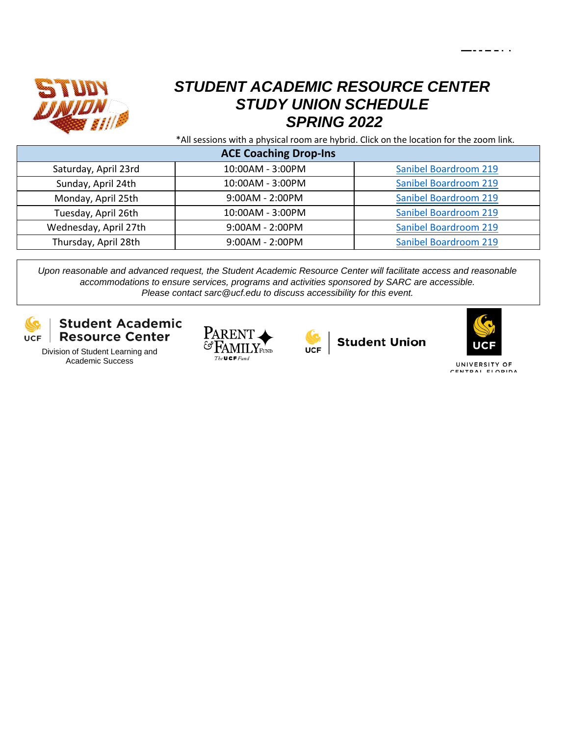# STUDENT ACADEMIC RESOURCE CENTER
# STUDY UNION SCHEDULE
# SPRING 2022

*All sessions with a physical room are hybrid. Click on the location for the zoom link.

| ACE Coaching Drop-Ins | | |
|---|---|---|
| Saturday, April 23rd | 10:00AM - 3:00PM | Sanibel Boardroom 219 |
| Sunday, April 24th | 10:00AM - 3:00PM | Sanibel Boardroom 219 |
| Monday, April 25th | 9:00AM - 2:00PM | Sanibel Boardroom 219 |
| Tuesday, April 26th | 10:00AM - 3:00PM | Sanibel Boardroom 219 |
| Wednesday, April 27th | 9:00AM - 2:00PM | Sanibel Boardroom 219 |
| Thursday, April 28th | 9:00AM - 2:00PM | Sanibel Boardroom 219 |

*Upon reasonable and advanced request, the Student Academic Resource Center will facilitate access and reasonable accommodations to ensure services, programs and activities sponsored by SARC are accessible. Please contact sarc@ucf.edu to discuss accessibility for this event.*

UCF Student Academic Resource Center
Division of Student Learning and Academic Success

Parent & Family Fund – The UCF Fund

UCF Student Union

UCF University of Central Florida